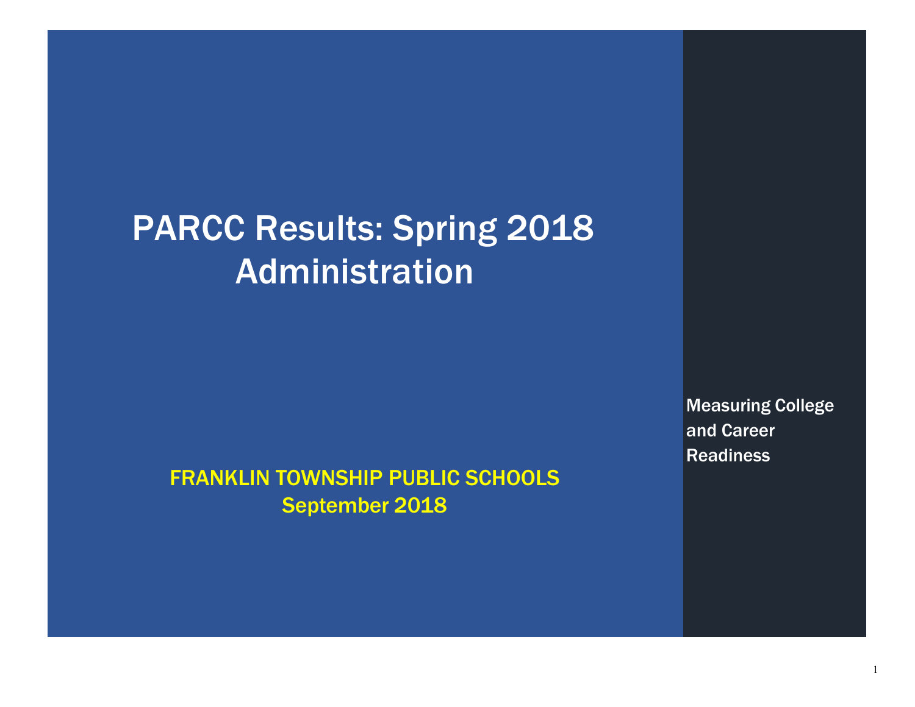# PARCC Results: Spring 2018 Administration

FRANKLIN TOWNSHIP PUBLIC SCHOOLS
September 2018

Measuring College and Career Readiness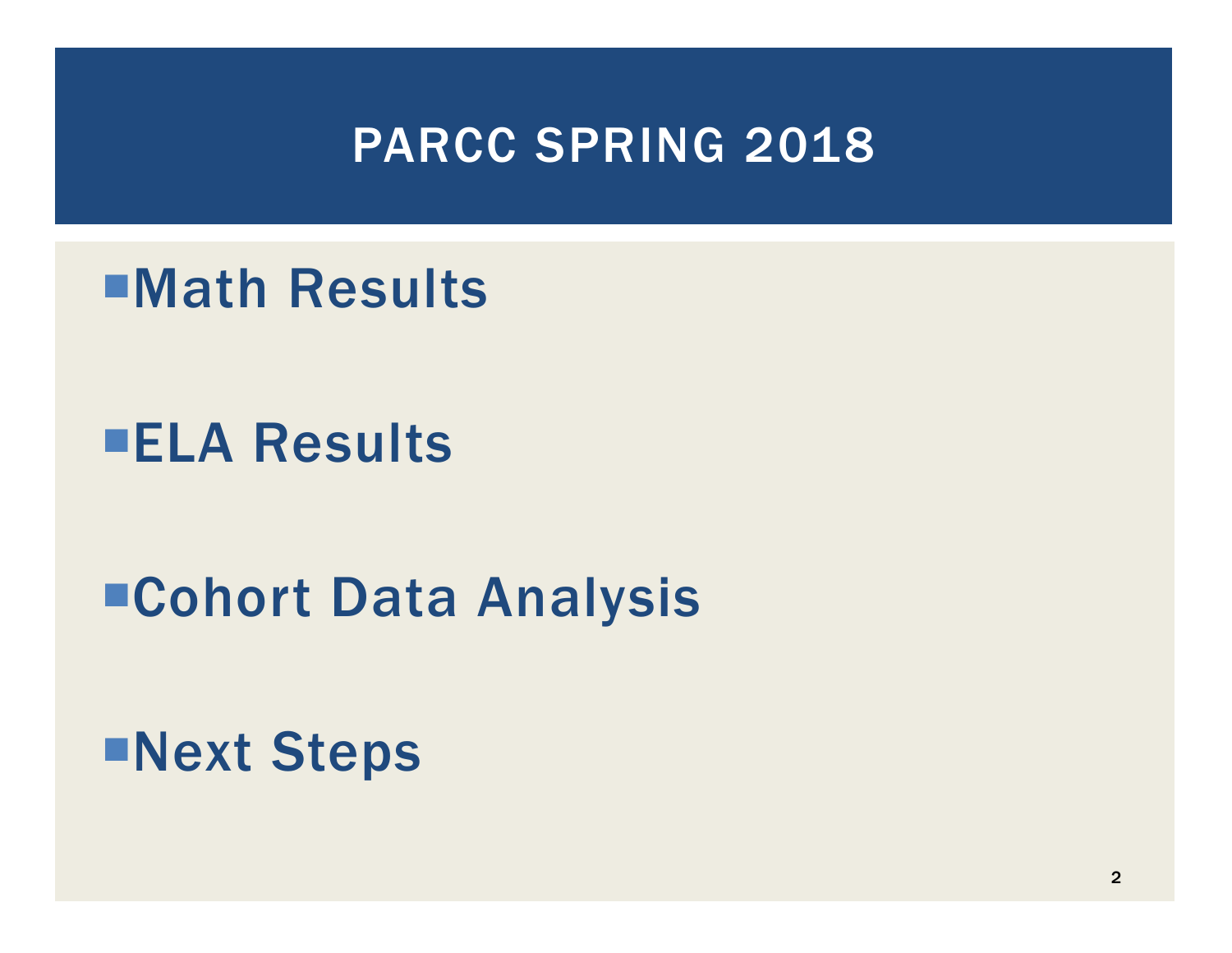# PARCC SPRING 2018

- Math Results
- ELA Results
- Cohort Data Analysis
- Next Steps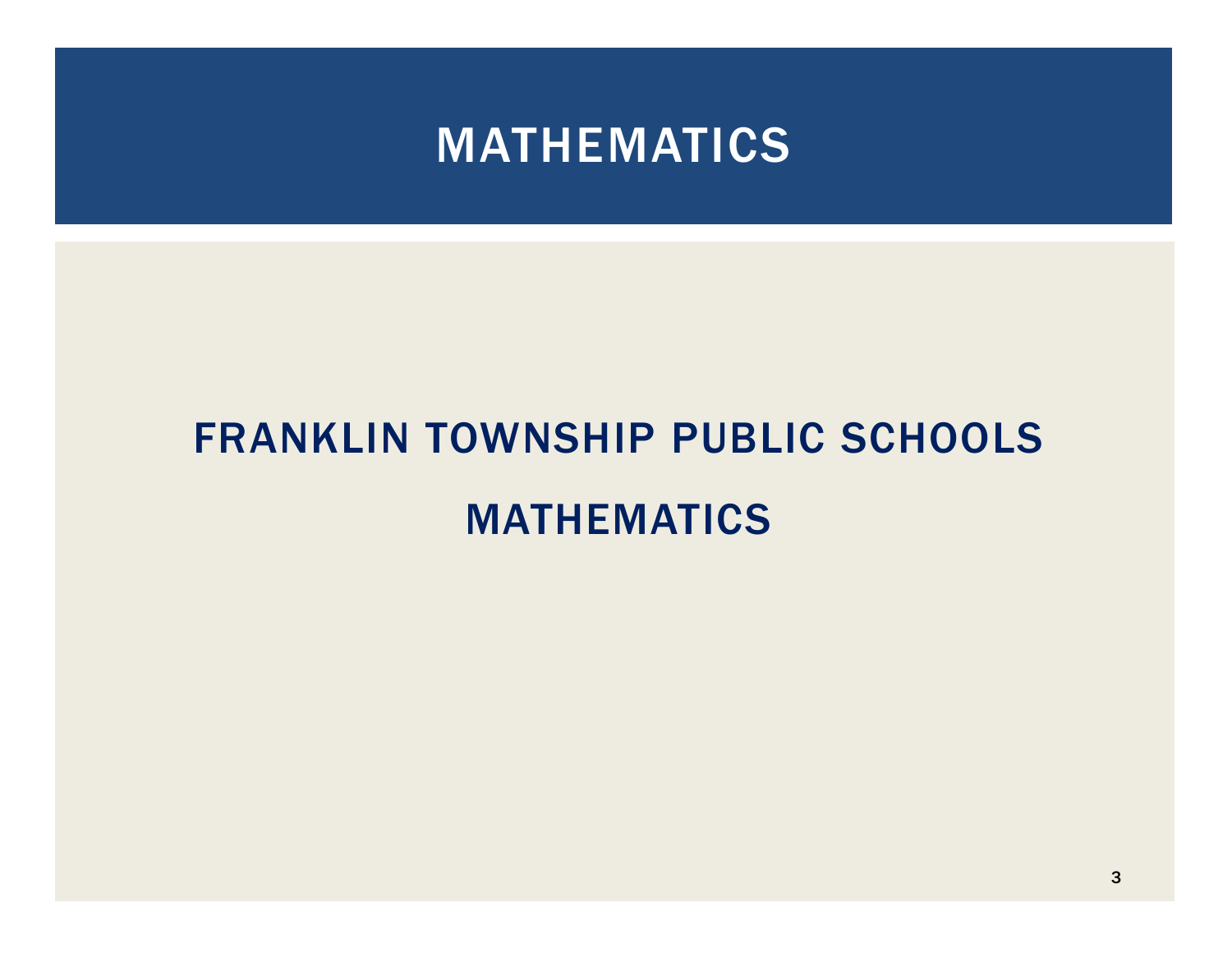# MATHEMATICS

## FRANKLIN TOWNSHIP PUBLIC SCHOOLS

## MATHEMATICS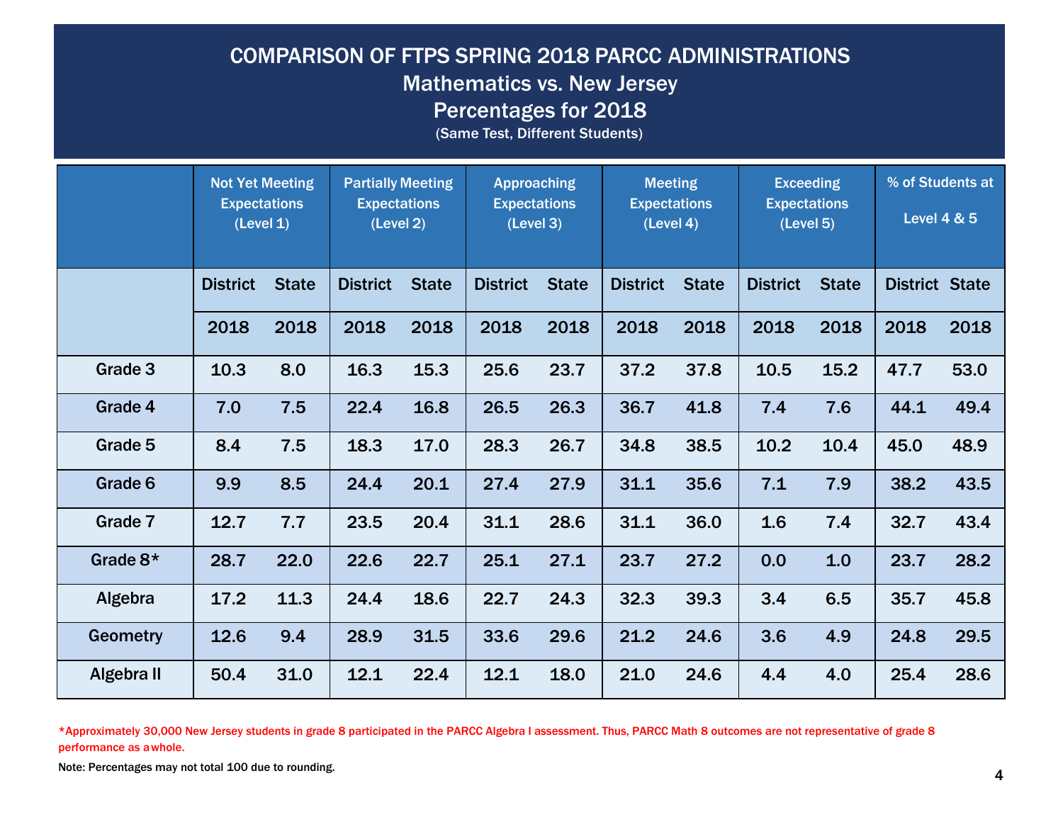# COMPARISON OF FTPS SPRING 2018 PARCC ADMINISTRATIONS

## Mathematics vs. New Jersey

## Percentages for 2018

(Same Test, Different Students)

| | Not Yet Meeting Expectations (Level 1) | | Partially Meeting Expectations (Level 2) | | Approaching Expectations (Level 3) | | Meeting Expectations (Level 4) | | Exceeding Expectations (Level 5) | | % of Students at Level 4 & 5 | |
|---|---|---|---|---|---|---|---|---|---|---|---|---|
| | District | State | District | State | District | State | District | State | District | State | District | State |
| | 2018 | 2018 | 2018 | 2018 | 2018 | 2018 | 2018 | 2018 | 2018 | 2018 | 2018 | 2018 |
| Grade 3 | 10.3 | 8.0 | 16.3 | 15.3 | 25.6 | 23.7 | 37.2 | 37.8 | 10.5 | 15.2 | 47.7 | 53.0 |
| Grade 4 | 7.0 | 7.5 | 22.4 | 16.8 | 26.5 | 26.3 | 36.7 | 41.8 | 7.4 | 7.6 | 44.1 | 49.4 |
| Grade 5 | 8.4 | 7.5 | 18.3 | 17.0 | 28.3 | 26.7 | 34.8 | 38.5 | 10.2 | 10.4 | 45.0 | 48.9 |
| Grade 6 | 9.9 | 8.5 | 24.4 | 20.1 | 27.4 | 27.9 | 31.1 | 35.6 | 7.1 | 7.9 | 38.2 | 43.5 |
| Grade 7 | 12.7 | 7.7 | 23.5 | 20.4 | 31.1 | 28.6 | 31.1 | 36.0 | 1.6 | 7.4 | 32.7 | 43.4 |
| Grade 8* | 28.7 | 22.0 | 22.6 | 22.7 | 25.1 | 27.1 | 23.7 | 27.2 | 0.0 | 1.0 | 23.7 | 28.2 |
| Algebra | 17.2 | 11.3 | 24.4 | 18.6 | 22.7 | 24.3 | 32.3 | 39.3 | 3.4 | 6.5 | 35.7 | 45.8 |
| Geometry | 12.6 | 9.4 | 28.9 | 31.5 | 33.6 | 29.6 | 21.2 | 24.6 | 3.6 | 4.9 | 24.8 | 29.5 |
| Algebra II | 50.4 | 31.0 | 12.1 | 22.4 | 12.1 | 18.0 | 21.0 | 24.6 | 4.4 | 4.0 | 25.4 | 28.6 |

*Approximately 30,000 New Jersey students in grade 8 participated in the PARCC Algebra I assessment. Thus, PARCC Math 8 outcomes are not representative of grade 8 performance as a whole.

Note: Percentages may not total 100 due to rounding.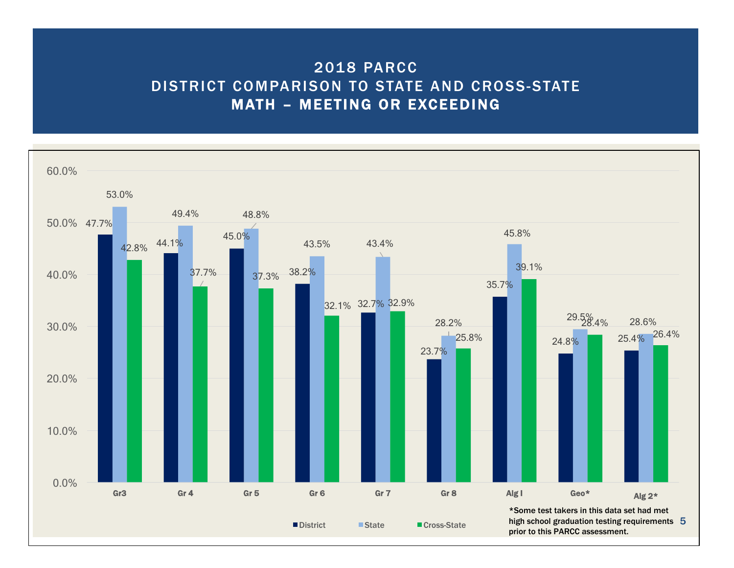# 2018 PARCC
# DISTRICT COMPARISON TO STATE AND CROSS-STATE
# MATH – MEETING OR EXCEEDING

| | District | State | Cross-State |
|---|---|---|---|
| Gr3 | 47.7% | 53.0% | 42.8% |
| Gr 4 | 44.1% | 49.4% | 37.7% |
| Gr 5 | 45.0% | 48.8% | 37.3% |
| Gr 6 | 38.2% | 43.5% | 32.1% |
| Gr 7 | 32.7% | 43.4% | 32.9% |
| Gr 8 | 23.7% | 28.2% | 25.8% |
| Alg I | 35.7% | 45.8% | 39.1% |
| Geo* | 24.8% | 29.5% | 28.4% |
| Alg 2* | 25.4% | 28.6% | 26.4% |

*Some test takers in this data set had met high school graduation testing requirements prior to this PARCC assessment.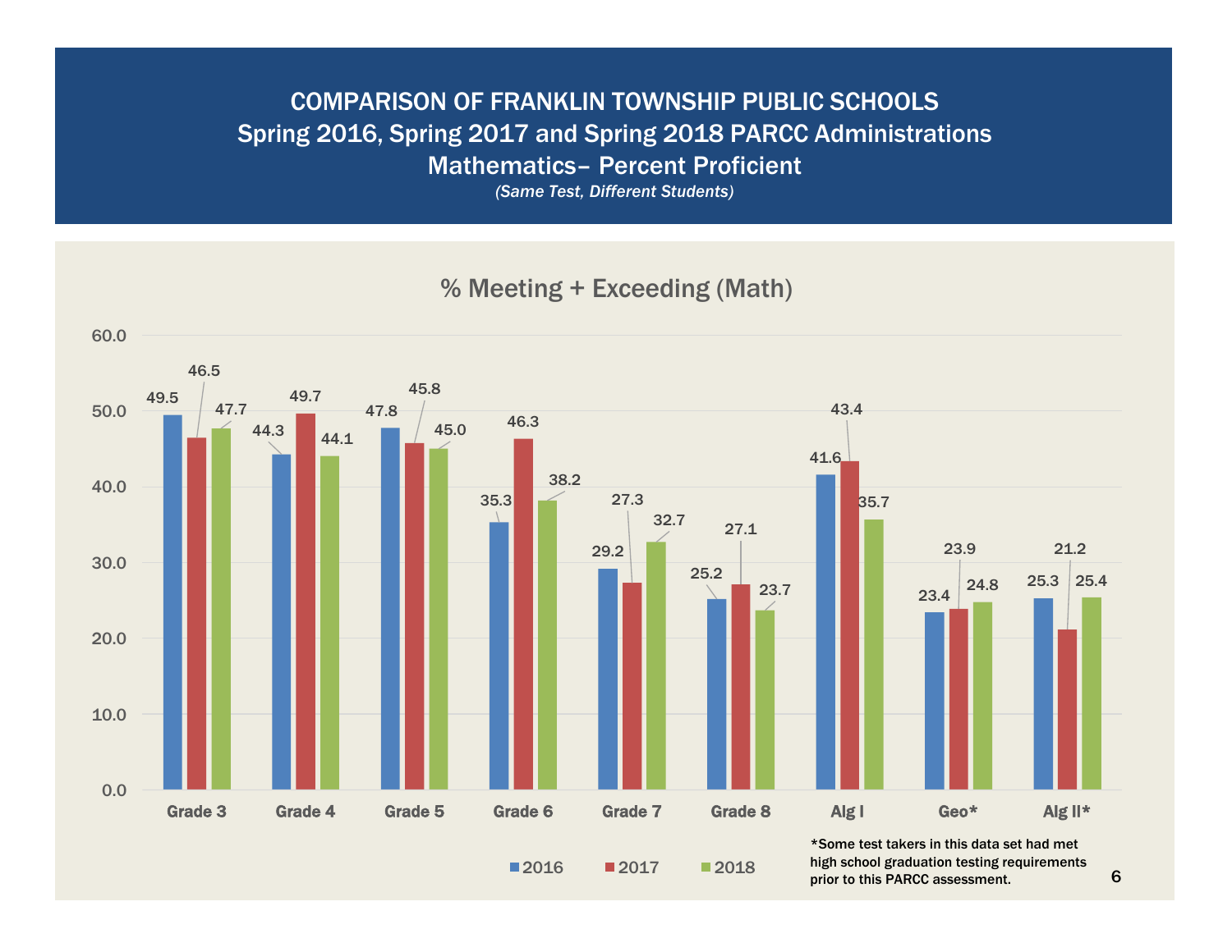# COMPARISON OF FRANKLIN TOWNSHIP PUBLIC SCHOOLS
## Spring 2016, Spring 2017 and Spring 2018 PARCC Administrations
## Mathematics– Percent Proficient

*(Same Test, Different Students)*

### % Meeting + Exceeding (Math)

| | 2016 | 2017 | 2018 |
|---|---|---|---|
| Grade 3 | 49.5 | 46.5 | 47.7 |
| Grade 4 | 44.3 | 49.7 | 44.1 |
| Grade 5 | 47.8 | 45.8 | 45.0 |
| Grade 6 | 35.3 | 46.3 | 38.2 |
| Grade 7 | 29.2 | 27.3 | 32.7 |
| Grade 8 | 25.2 | 27.1 | 23.7 |
| Alg I | 41.6 | 43.4 | 35.7 |
| Geo* | 23.4 | 23.9 | 24.8 |
| Alg II* | 25.3 | 21.2 | 25.4 |

*Some test takers in this data set had met high school graduation testing requirements prior to this PARCC assessment.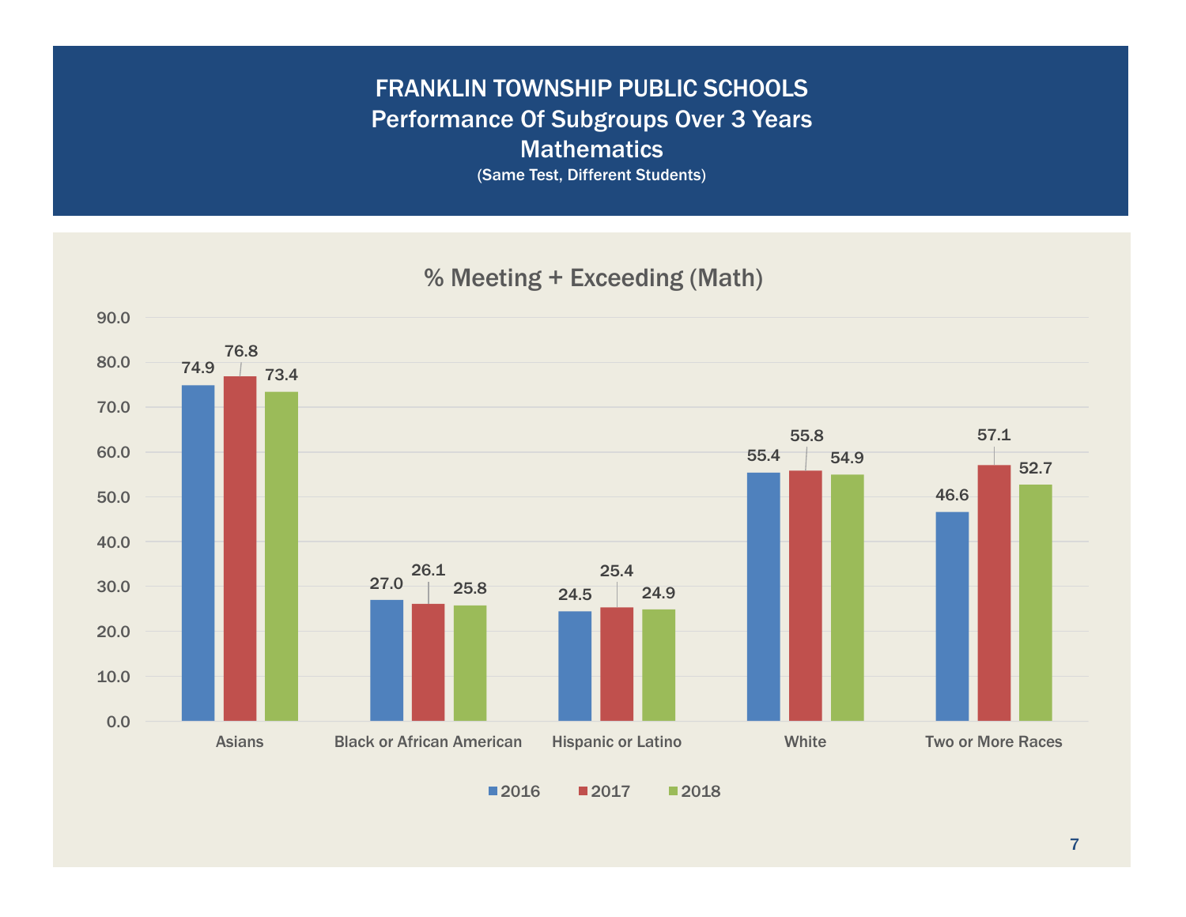# FRANKLIN TOWNSHIP PUBLIC SCHOOLS
## Performance Of Subgroups Over 3 Years
## Mathematics
(Same Test, Different Students)

### % Meeting + Exceeding (Math)

| Subgroup | 2016 | 2017 | 2018 |
|---|---|---|---|
| Asians | 74.9 | 76.8 | 73.4 |
| Black or African American | 27.0 | 26.1 | 25.8 |
| Hispanic or Latino | 24.5 | 25.4 | 24.9 |
| White | 55.4 | 55.8 | 54.9 |
| Two or More Races | 46.6 | 57.1 | 52.7 |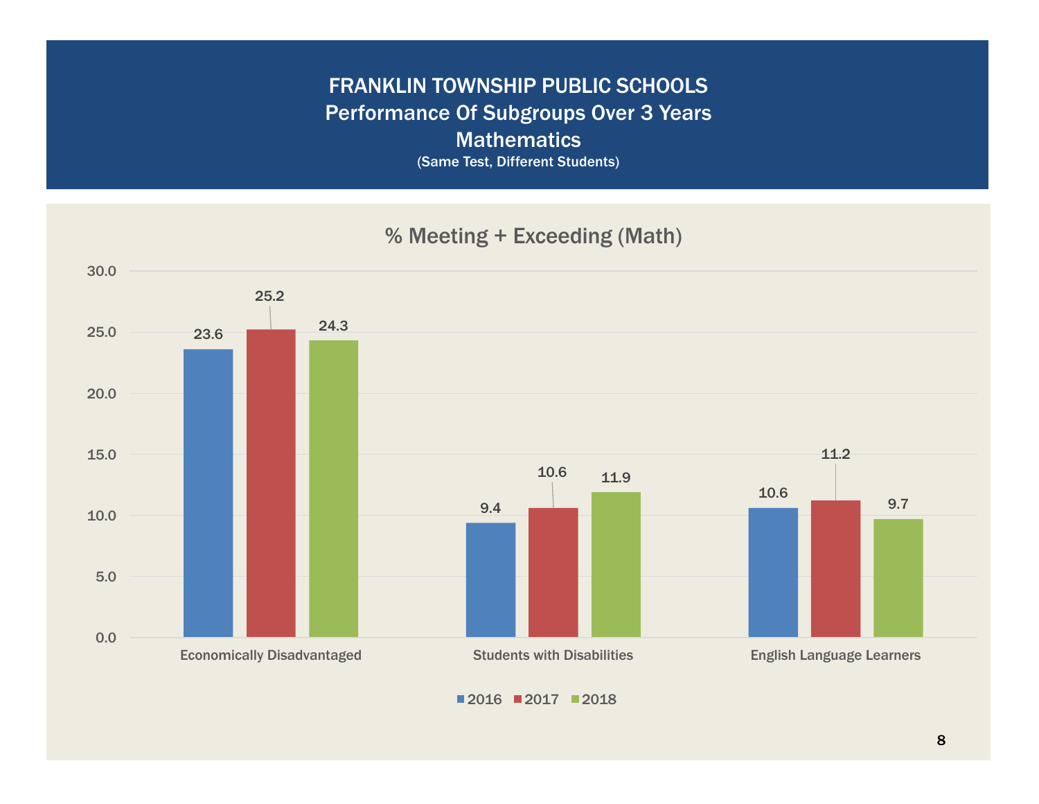# FRANKLIN TOWNSHIP PUBLIC SCHOOLS
## Performance Of Subgroups Over 3 Years
## Mathematics
(Same Test, Different Students)

### % Meeting + Exceeding (Math)

| | 2016 | 2017 | 2018 |
|---|---|---|---|
| Economically Disadvantaged | 23.6 | 25.2 | 24.3 |
| Students with Disabilities | 9.4 | 10.6 | 11.9 |
| English Language Learners | 10.6 | 11.2 | 9.7 |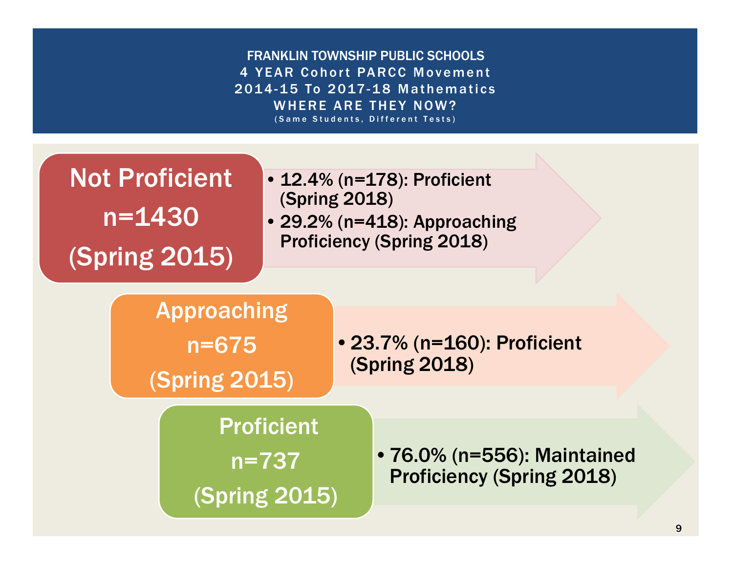# FRANKLIN TOWNSHIP PUBLIC SCHOOLS
## 4 YEAR Cohort PARCC Movement
## 2014-15 To 2017-18 Mathematics
## WHERE ARE THEY NOW?
(Same Students, Different Tests)

**Not Proficient n=1430 (Spring 2015)**

- **12.4% (n=178): Proficient (Spring 2018)**
- **29.2% (n=418): Approaching Proficiency (Spring 2018)**

**Approaching n=675 (Spring 2015)**

- **23.7% (n=160): Proficient (Spring 2018)**

**Proficient n=737 (Spring 2015)**

- **76.0% (n=556): Maintained Proficiency (Spring 2018)**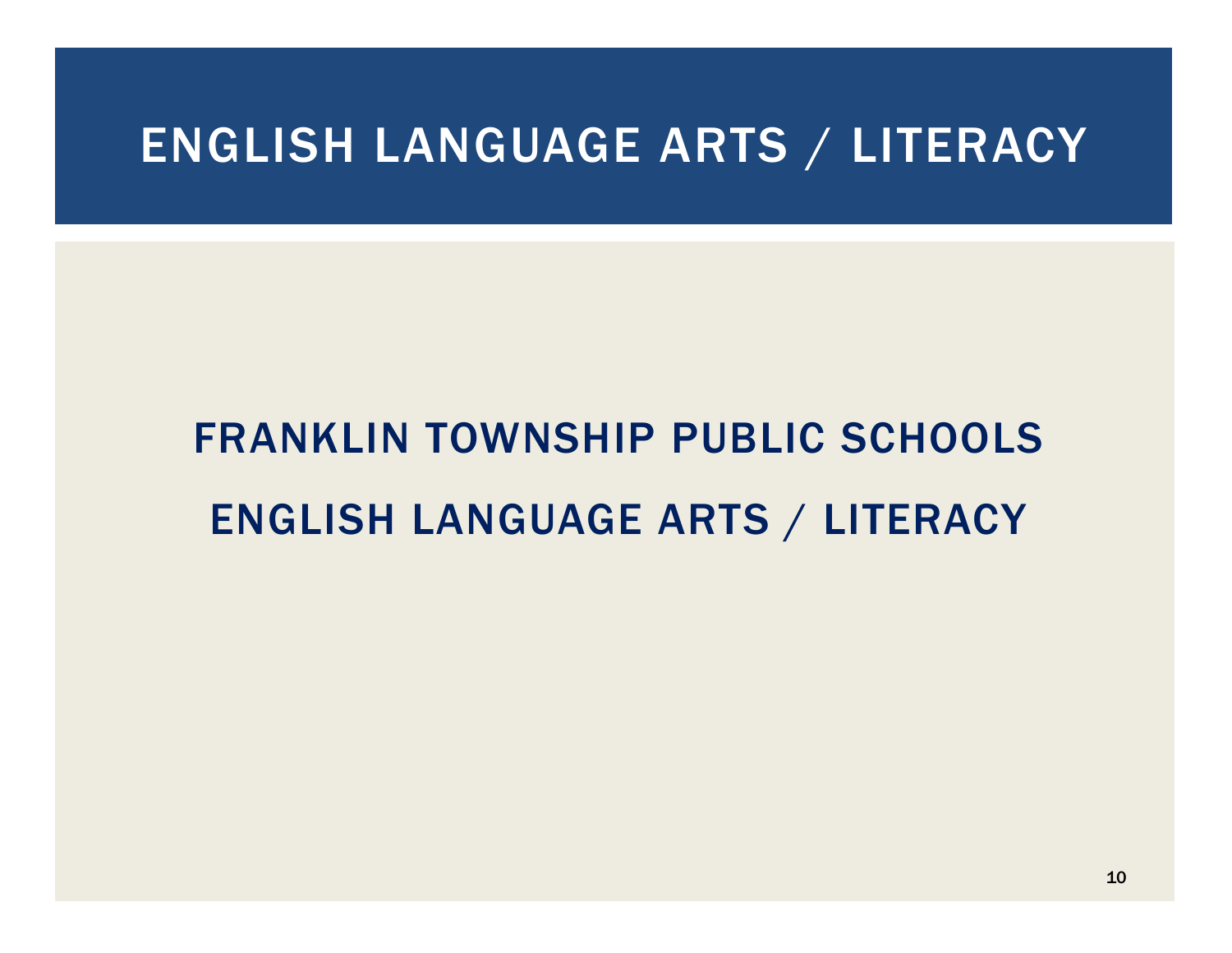# ENGLISH LANGUAGE ARTS / LITERACY

## FRANKLIN TOWNSHIP PUBLIC SCHOOLS

## ENGLISH LANGUAGE ARTS / LITERACY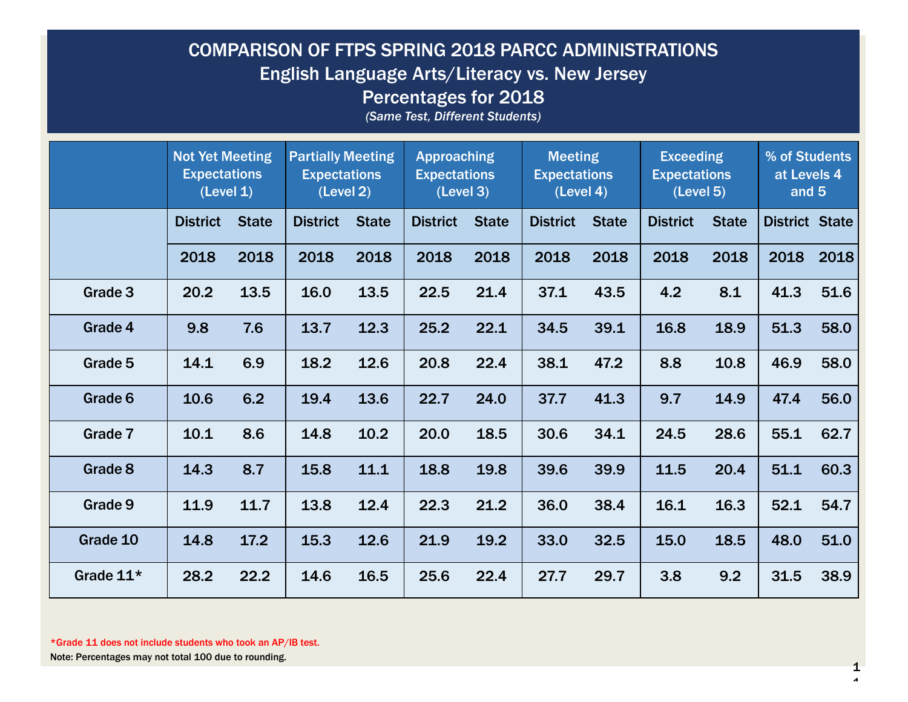# COMPARISON OF FTPS SPRING 2018 PARCC ADMINISTRATIONS

## English Language Arts/Literacy vs. New Jersey

## Percentages for 2018

*(Same Test, Different Students)*

| | Not Yet Meeting Expectations (Level 1) | | Partially Meeting Expectations (Level 2) | | Approaching Expectations (Level 3) | | Meeting Expectations (Level 4) | | Exceeding Expectations (Level 5) | | % of Students at Levels 4 and 5 | |
|---|---|---|---|---|---|---|---|---|---|---|---|---|
| | District | State | District | State | District | State | District | State | District | State | District | State |
| | 2018 | 2018 | 2018 | 2018 | 2018 | 2018 | 2018 | 2018 | 2018 | 2018 | 2018 | 2018 |
| Grade 3 | 20.2 | 13.5 | 16.0 | 13.5 | 22.5 | 21.4 | 37.1 | 43.5 | 4.2 | 8.1 | 41.3 | 51.6 |
| Grade 4 | 9.8 | 7.6 | 13.7 | 12.3 | 25.2 | 22.1 | 34.5 | 39.1 | 16.8 | 18.9 | 51.3 | 58.0 |
| Grade 5 | 14.1 | 6.9 | 18.2 | 12.6 | 20.8 | 22.4 | 38.1 | 47.2 | 8.8 | 10.8 | 46.9 | 58.0 |
| Grade 6 | 10.6 | 6.2 | 19.4 | 13.6 | 22.7 | 24.0 | 37.7 | 41.3 | 9.7 | 14.9 | 47.4 | 56.0 |
| Grade 7 | 10.1 | 8.6 | 14.8 | 10.2 | 20.0 | 18.5 | 30.6 | 34.1 | 24.5 | 28.6 | 55.1 | 62.7 |
| Grade 8 | 14.3 | 8.7 | 15.8 | 11.1 | 18.8 | 19.8 | 39.6 | 39.9 | 11.5 | 20.4 | 51.1 | 60.3 |
| Grade 9 | 11.9 | 11.7 | 13.8 | 12.4 | 22.3 | 21.2 | 36.0 | 38.4 | 16.1 | 16.3 | 52.1 | 54.7 |
| Grade 10 | 14.8 | 17.2 | 15.3 | 12.6 | 21.9 | 19.2 | 33.0 | 32.5 | 15.0 | 18.5 | 48.0 | 51.0 |
| Grade 11* | 28.2 | 22.2 | 14.6 | 16.5 | 25.6 | 22.4 | 27.7 | 29.7 | 3.8 | 9.2 | 31.5 | 38.9 |

*Grade 11 does not include students who took an AP/IB test.

Note: Percentages may not total 100 due to rounding.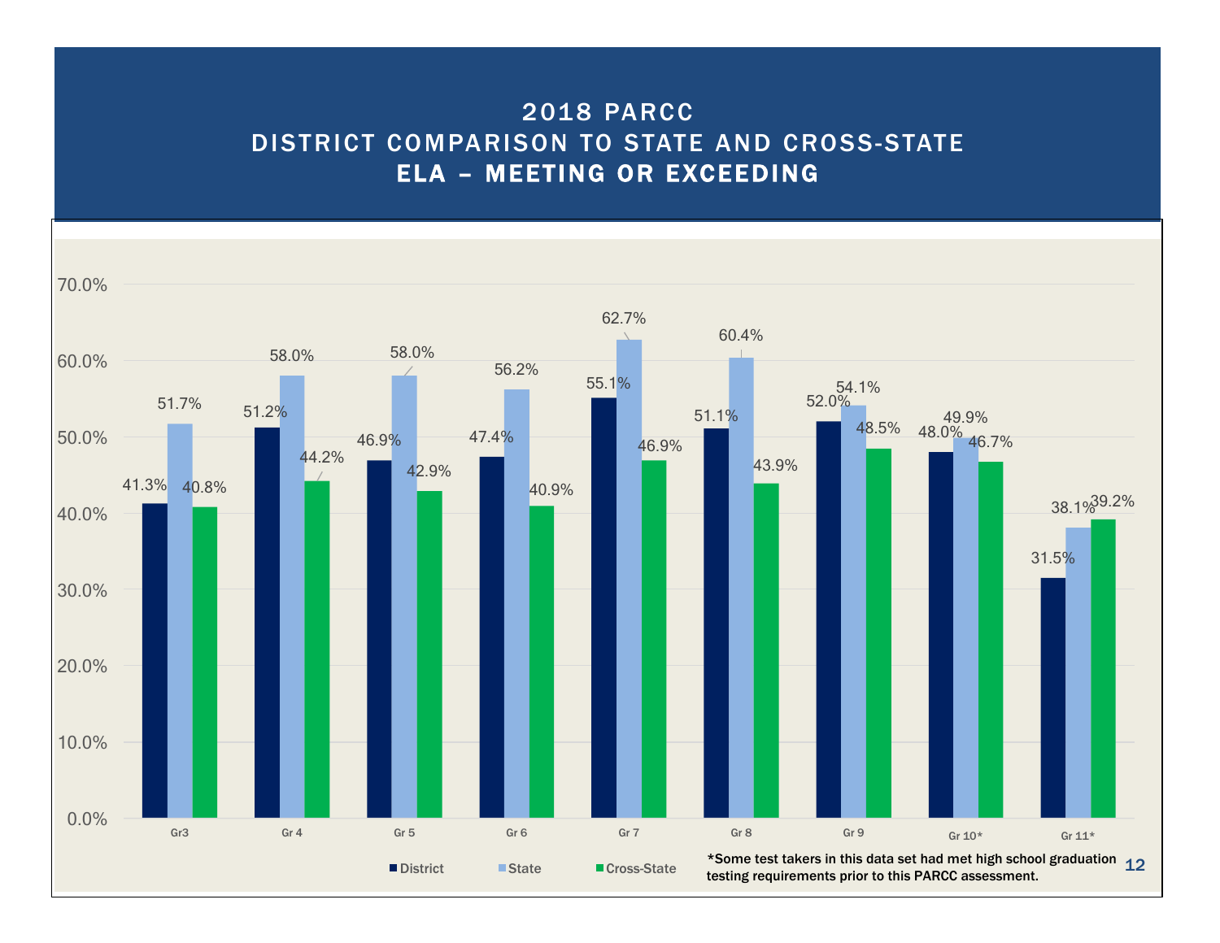# 2018 PARCC
## DISTRICT COMPARISON TO STATE AND CROSS-STATE
## ELA – MEETING OR EXCEEDING

| Grade | District | State | Cross-State |
|---|---|---|---|
| Gr3 | 41.3% | 51.7% | 40.8% |
| Gr 4 | 51.2% | 58.0% | 44.2% |
| Gr 5 | 46.9% | 58.0% | 42.9% |
| Gr 6 | 47.4% | 56.2% | 40.9% |
| Gr 7 | 55.1% | 62.7% | 46.9% |
| Gr 8 | 51.1% | 60.4% | 43.9% |
| Gr 9 | 52.0% | 54.1% | 48.5% |
| Gr 10* | 48.0% | 49.9% | 46.7% |
| Gr 11* | 31.5% | 38.1% | 39.2% |

*Some test takers in this data set had met high school graduation testing requirements prior to this PARCC assessment.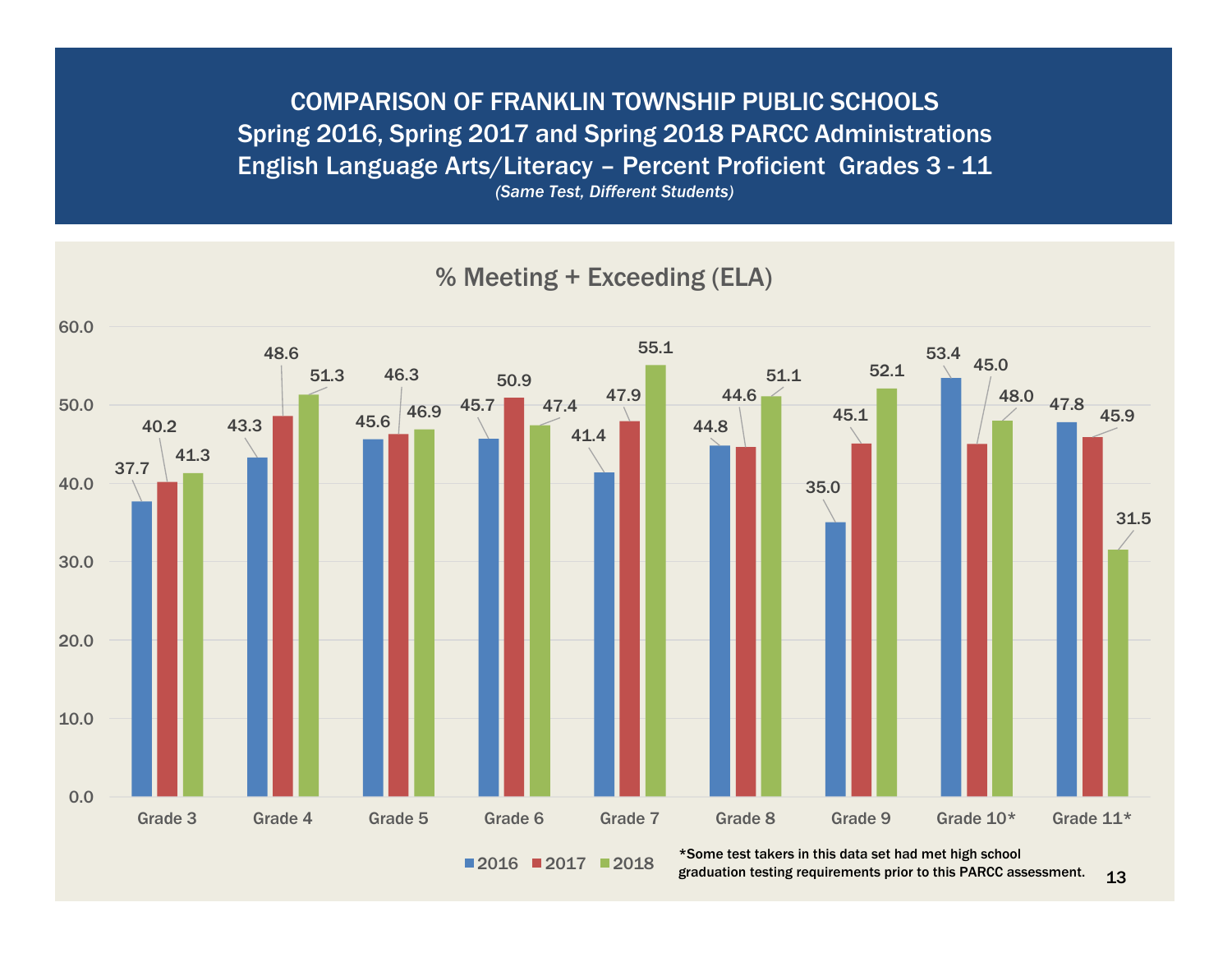# COMPARISON OF FRANKLIN TOWNSHIP PUBLIC SCHOOLS
## Spring 2016, Spring 2017 and Spring 2018 PARCC Administrations
## English Language Arts/Literacy – Percent Proficient Grades 3 - 11

*(Same Test, Different Students)*

### % Meeting + Exceeding (ELA)

| Grade | 2016 | 2017 | 2018 |
|---|---|---|---|
| Grade 3 | 37.7 | 40.2 | 41.3 |
| Grade 4 | 43.3 | 48.6 | 51.3 |
| Grade 5 | 45.6 | 46.3 | 46.9 |
| Grade 6 | 45.7 | 50.9 | 47.4 |
| Grade 7 | 41.4 | 47.9 | 55.1 |
| Grade 8 | 44.8 | 44.6 | 51.1 |
| Grade 9 | 35.0 | 45.1 | 52.1 |
| Grade 10* | 53.4 | 45.0 | 48.0 |
| Grade 11* | 47.8 | 45.9 | 31.5 |

*Some test takers in this data set had met high school graduation testing requirements prior to this PARCC assessment.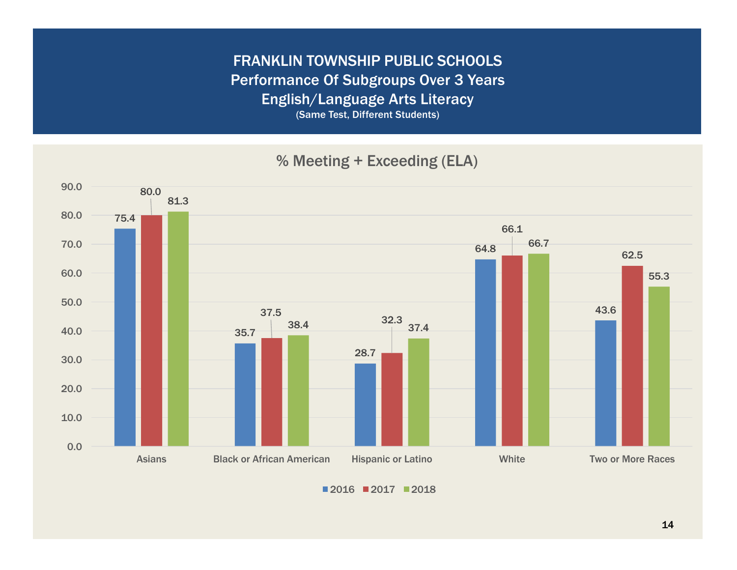# FRANKLIN TOWNSHIP PUBLIC SCHOOLS
## Performance Of Subgroups Over 3 Years
## English/Language Arts Literacy
(Same Test, Different Students)

### % Meeting + Exceeding (ELA)

| Subgroup | 2016 | 2017 | 2018 |
|---|---|---|---|
| Asians | 75.4 | 80.0 | 81.3 |
| Black or African American | 35.7 | 37.5 | 38.4 |
| Hispanic or Latino | 28.7 | 32.3 | 37.4 |
| White | 64.8 | 66.1 | 66.7 |
| Two or More Races | 43.6 | 62.5 | 55.3 |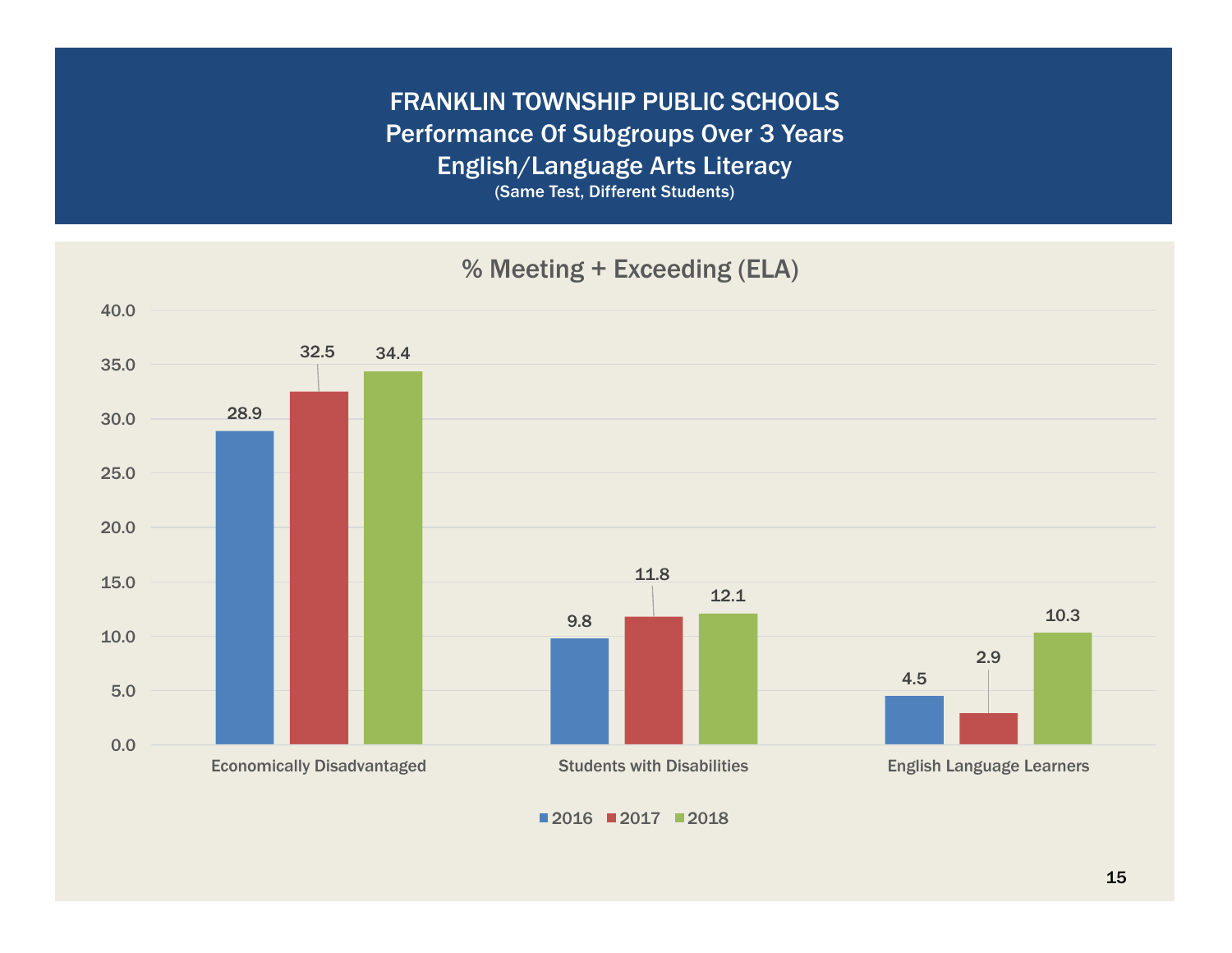# FRANKLIN TOWNSHIP PUBLIC SCHOOLS

## Performance Of Subgroups Over 3 Years

## English/Language Arts Literacy

(Same Test, Different Students)

### % Meeting + Exceeding (ELA)

| | 2016 | 2017 | 2018 |
|---|---|---|---|
| Economically Disadvantaged | 28.9 | 32.5 | 34.4 |
| Students with Disabilities | 9.8 | 11.8 | 12.1 |
| English Language Learners | 4.5 | 2.9 | 10.3 |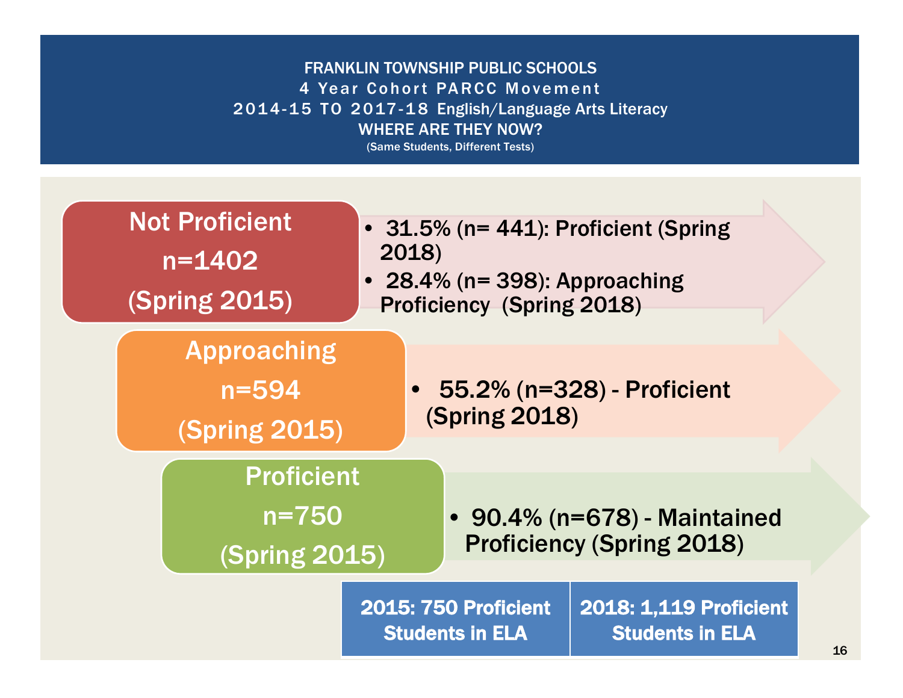# FRANKLIN TOWNSHIP PUBLIC SCHOOLS
## 4 Year Cohort PARCC Movement
## 2014-15 TO 2017-18 English/Language Arts Literacy
## WHERE ARE THEY NOW?
(Same Students, Different Tests)

**Not Proficient**
**n=1402**
**(Spring 2015)**

- **31.5% (n= 441): Proficient (Spring 2018)**
- **28.4% (n= 398): Approaching Proficiency (Spring 2018)**

**Approaching**
**n=594**
**(Spring 2015)**

- **55.2% (n=328) - Proficient (Spring 2018)**

**Proficient**
**n=750**
**(Spring 2015)**

- **90.4% (n=678) - Maintained Proficiency (Spring 2018)**

| 2015: 750 Proficient Students in ELA | 2018: 1,119 Proficient Students in ELA |
|---|---|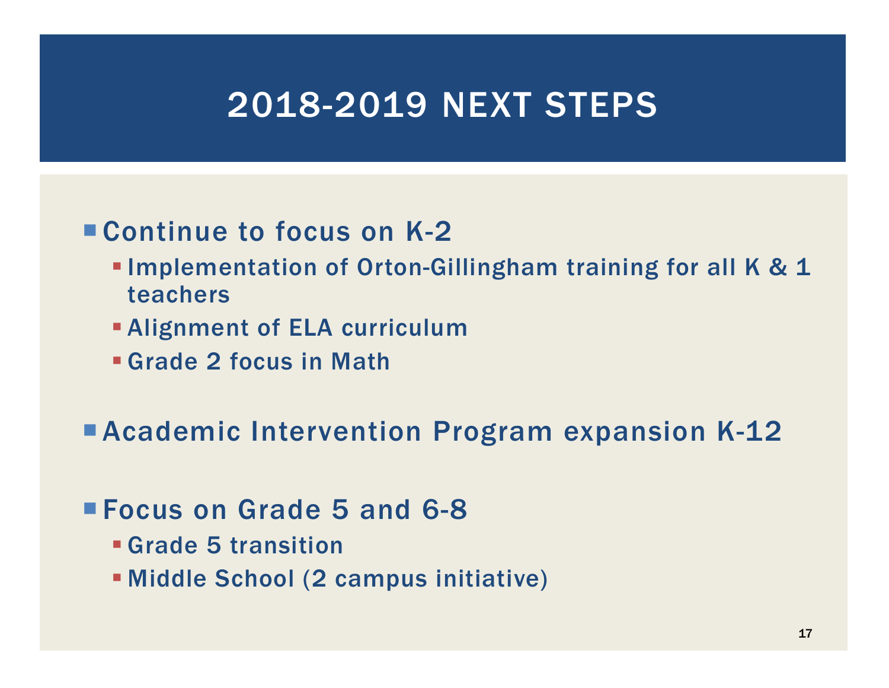# 2018-2019 NEXT STEPS

- Continue to focus on K-2
  - Implementation of Orton-Gillingham training for all K & 1 teachers
  - Alignment of ELA curriculum
  - Grade 2 focus in Math
- Academic Intervention Program expansion K-12
- Focus on Grade 5 and 6-8
  - Grade 5 transition
  - Middle School (2 campus initiative)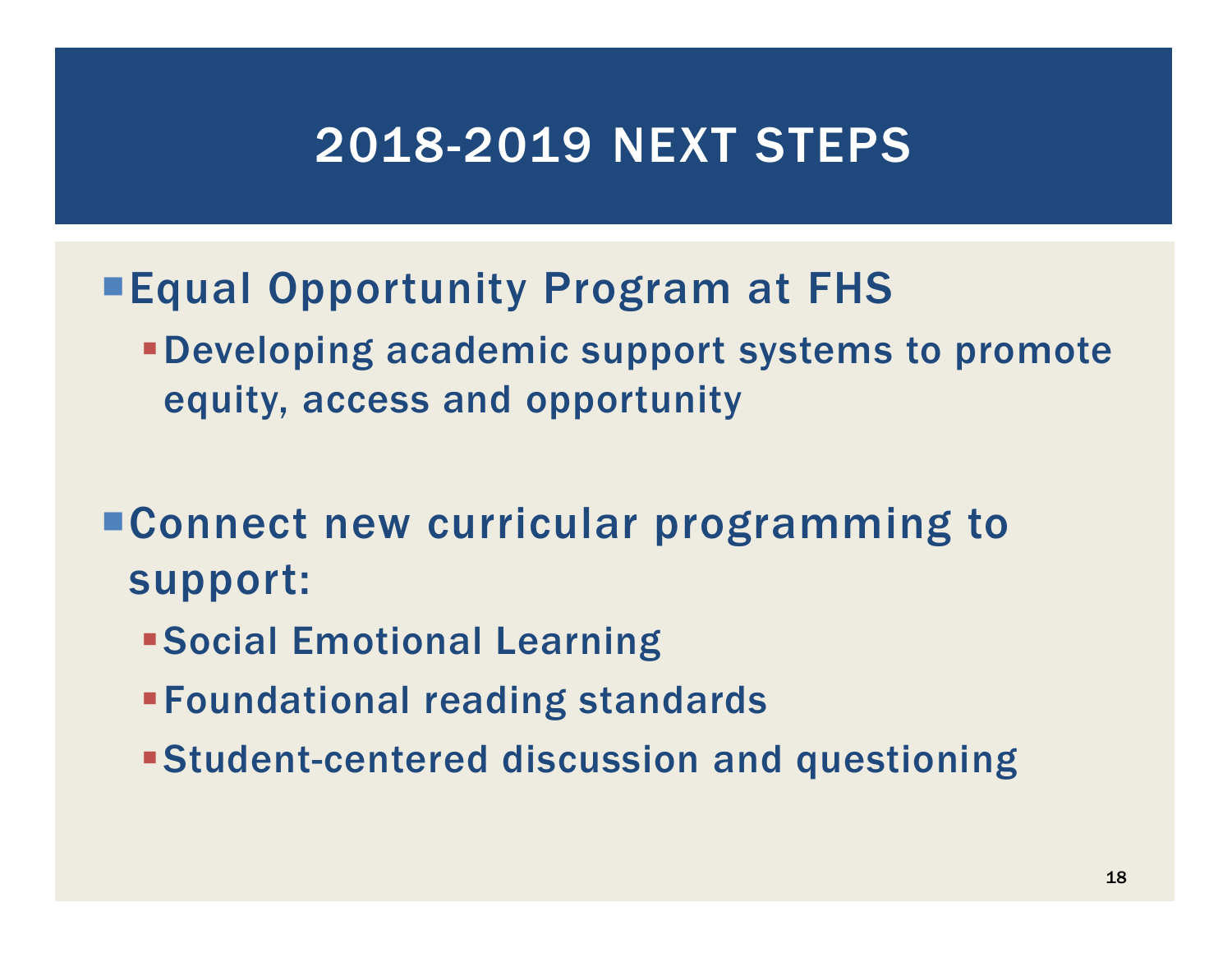# 2018-2019 NEXT STEPS

- Equal Opportunity Program at FHS
  - Developing academic support systems to promote equity, access and opportunity

- Connect new curricular programming to support:
  - Social Emotional Learning
  - Foundational reading standards
  - Student-centered discussion and questioning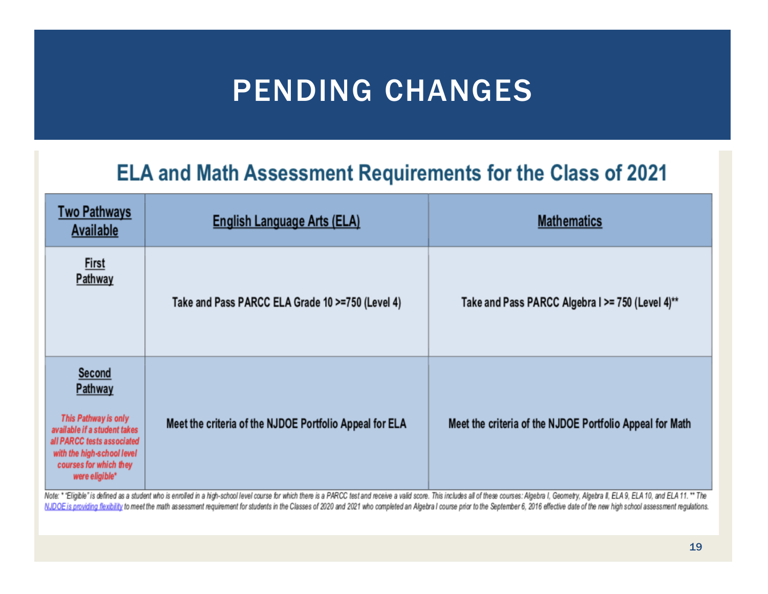# PENDING CHANGES

## ELA and Math Assessment Requirements for the Class of 2021

| Two Pathways Available | English Language Arts (ELA) | Mathematics |
|---|---|---|
| First Pathway | Take and Pass PARCC ELA Grade 10 >=750 (Level 4) | Take and Pass PARCC Algebra I >= 750 (Level 4)** |
| Second Pathway<br><br>*This Pathway is only available if a student takes all PARCC tests associated with the high-school level courses for which they were eligible** | Meet the criteria of the NJDOE Portfolio Appeal for ELA | Meet the criteria of the NJDOE Portfolio Appeal for Math |

Note: * "Eligible" is defined as a student who is enrolled in a high-school level course for which there is a PARCC test and receive a valid score. This includes all of these courses: Algebra I, Geometry, Algebra II, ELA 9, ELA 10, and ELA 11. ** The NJDOE is providing flexibility to meet the math assessment requirement for students in the Classes of 2020 and 2021 who completed an Algebra I course prior to the September 6, 2016 effective date of the new high school assessment regulations.